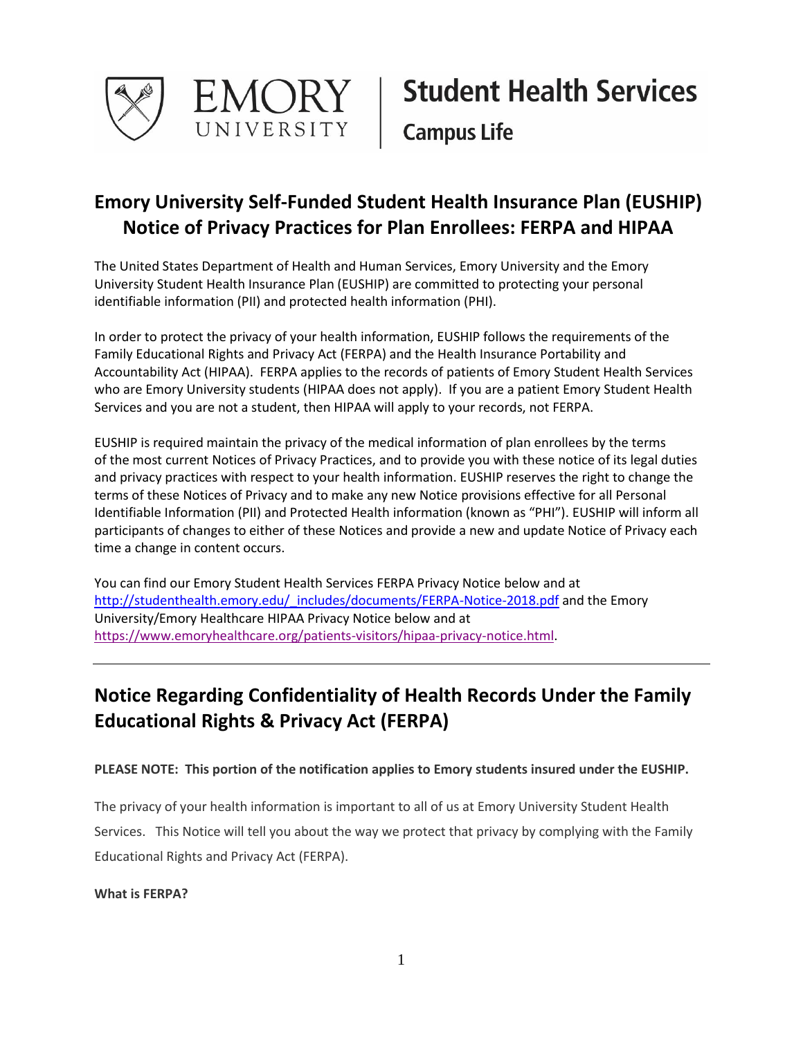EMORY UNIVERSITY | **Student Health Services** Campus Life

# Emory University Self-Funded Student Health Insurance Plan (EUSHIP) Notice of Privacy Practices for Plan Enrollees: FERPA and HIPAA

The United States Department of Health and Human Services, Emory University and the Emory University Student Health Insurance Plan (EUSHIP) are committed to protecting your personal identifiable information (PII) and protected health information (PHI).

In order to protect the privacy of your health information, EUSHIP follows the requirements of the Family Educational Rights and Privacy Act (FERPA) and the Health Insurance Portability and Accountability Act (HIPAA). FERPA applies to the records of patients of Emory Student Health Services who are Emory University students (HIPAA does not apply). If you are a patient Emory Student Health Services and you are not a student, then HIPAA will apply to your records, not FERPA.

EUSHIP is required maintain the privacy of the medical information of plan enrollees by the terms of the most current Notices of Privacy Practices, and to provide you with these notice of its legal duties and privacy practices with respect to your health information. EUSHIP reserves the right to change the terms of these Notices of Privacy and to make any new Notice provisions effective for all Personal Identifiable Information (PII) and Protected Health information (known as "PHI"). EUSHIP will inform all participants of changes to either of these Notices and provide a new and update Notice of Privacy each time a change in content occurs.

You can find our Emory Student Health Services FERPA Privacy Notice below and at http://studenthealth.emory.edu/_includes/documents/FERPA-Notice-2018.pdf and the Emory University/Emory Healthcare HIPAA Privacy Notice below and at https://www.emoryhealthcare.org/patients-visitors/hipaa-privacy-notice.html.

---

## Notice Regarding Confidentiality of Health Records Under the Family Educational Rights & Privacy Act (FERPA)

**PLEASE NOTE: This portion of the notification applies to Emory students insured under the EUSHIP.**

The privacy of your health information is important to all of us at Emory University Student Health Services. This Notice will tell you about the way we protect that privacy by complying with the Family Educational Rights and Privacy Act (FERPA).

**What is FERPA?**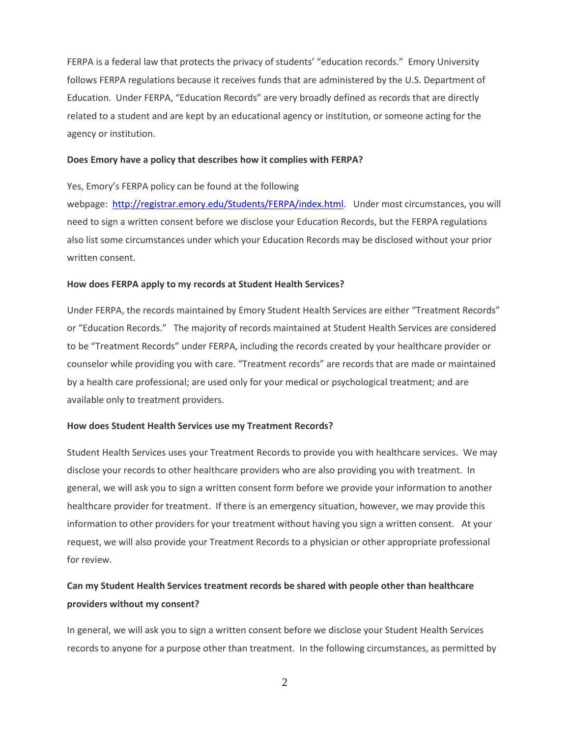FERPA is a federal law that protects the privacy of students' "education records." Emory University follows FERPA regulations because it receives funds that are administered by the U.S. Department of Education. Under FERPA, "Education Records" are very broadly defined as records that are directly related to a student and are kept by an educational agency or institution, or someone acting for the agency or institution.

**Does Emory have a policy that describes how it complies with FERPA?**

Yes, Emory's FERPA policy can be found at the following webpage: [http://registrar.emory.edu/Students/FERPA/index.html](http://registrar.emory.edu/Students/FERPA/index.html). Under most circumstances, you will need to sign a written consent before we disclose your Education Records, but the FERPA regulations also list some circumstances under which your Education Records may be disclosed without your prior written consent.

**How does FERPA apply to my records at Student Health Services?**

Under FERPA, the records maintained by Emory Student Health Services are either "Treatment Records" or "Education Records." The majority of records maintained at Student Health Services are considered to be "Treatment Records" under FERPA, including the records created by your healthcare provider or counselor while providing you with care. "Treatment records" are records that are made or maintained by a health care professional; are used only for your medical or psychological treatment; and are available only to treatment providers.

**How does Student Health Services use my Treatment Records?**

Student Health Services uses your Treatment Records to provide you with healthcare services. We may disclose your records to other healthcare providers who are also providing you with treatment. In general, we will ask you to sign a written consent form before we provide your information to another healthcare provider for treatment. If there is an emergency situation, however, we may provide this information to other providers for your treatment without having you sign a written consent. At your request, we will also provide your Treatment Records to a physician or other appropriate professional for review.

**Can my Student Health Services treatment records be shared with people other than healthcare providers without my consent?**

In general, we will ask you to sign a written consent before we disclose your Student Health Services records to anyone for a purpose other than treatment. In the following circumstances, as permitted by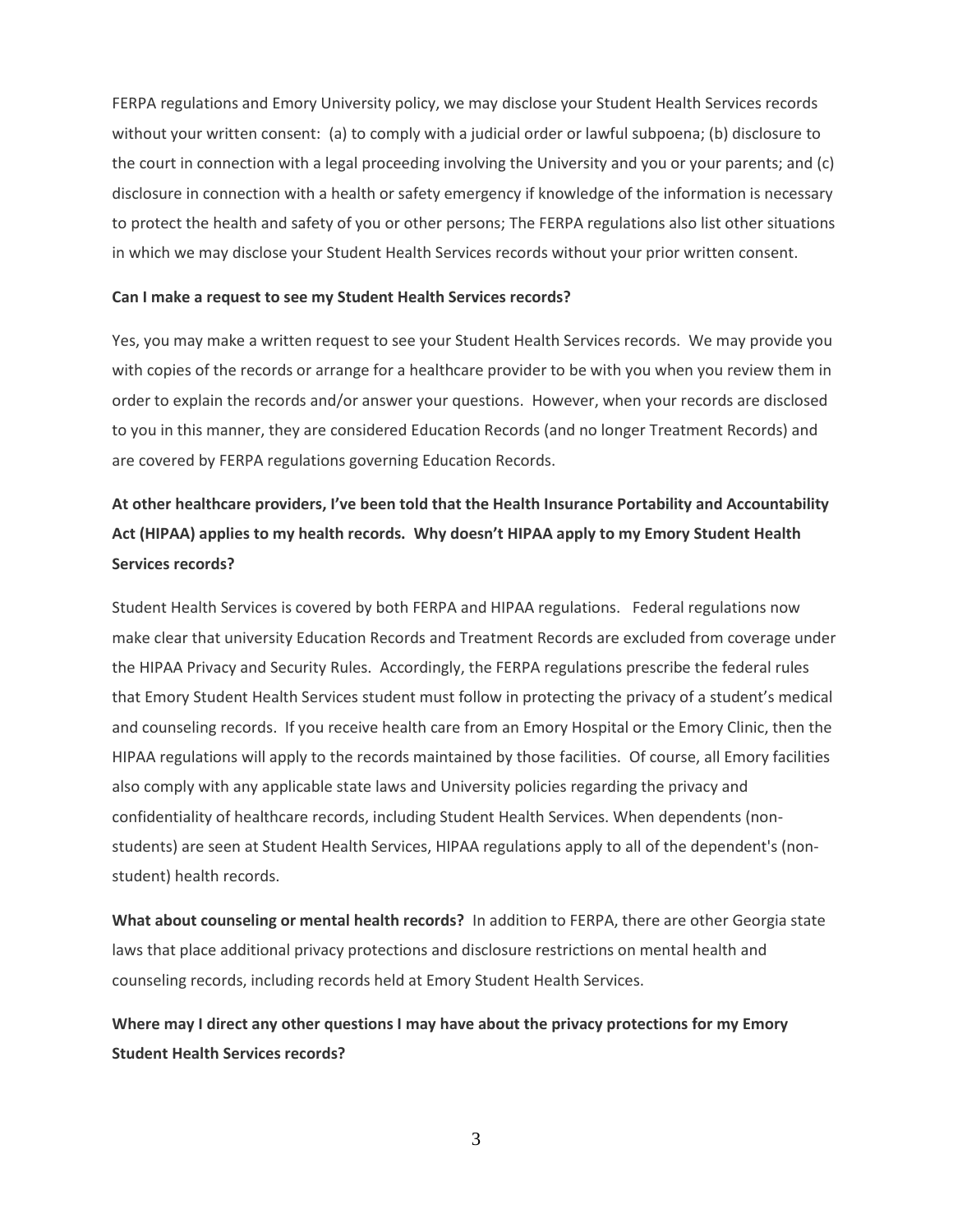FERPA regulations and Emory University policy, we may disclose your Student Health Services records without your written consent: (a) to comply with a judicial order or lawful subpoena; (b) disclosure to the court in connection with a legal proceeding involving the University and you or your parents; and (c) disclosure in connection with a health or safety emergency if knowledge of the information is necessary to protect the health and safety of you or other persons; The FERPA regulations also list other situations in which we may disclose your Student Health Services records without your prior written consent.

**Can I make a request to see my Student Health Services records?**

Yes, you may make a written request to see your Student Health Services records. We may provide you with copies of the records or arrange for a healthcare provider to be with you when you review them in order to explain the records and/or answer your questions. However, when your records are disclosed to you in this manner, they are considered Education Records (and no longer Treatment Records) and are covered by FERPA regulations governing Education Records.

**At other healthcare providers, I've been told that the Health Insurance Portability and Accountability Act (HIPAA) applies to my health records. Why doesn't HIPAA apply to my Emory Student Health Services records?**

Student Health Services is covered by both FERPA and HIPAA regulations. Federal regulations now make clear that university Education Records and Treatment Records are excluded from coverage under the HIPAA Privacy and Security Rules. Accordingly, the FERPA regulations prescribe the federal rules that Emory Student Health Services student must follow in protecting the privacy of a student's medical and counseling records. If you receive health care from an Emory Hospital or the Emory Clinic, then the HIPAA regulations will apply to the records maintained by those facilities. Of course, all Emory facilities also comply with any applicable state laws and University policies regarding the privacy and confidentiality of healthcare records, including Student Health Services. When dependents (non-students) are seen at Student Health Services, HIPAA regulations apply to all of the dependent's (non-student) health records.

**What about counseling or mental health records?** In addition to FERPA, there are other Georgia state laws that place additional privacy protections and disclosure restrictions on mental health and counseling records, including records held at Emory Student Health Services.

**Where may I direct any other questions I may have about the privacy protections for my Emory Student Health Services records?**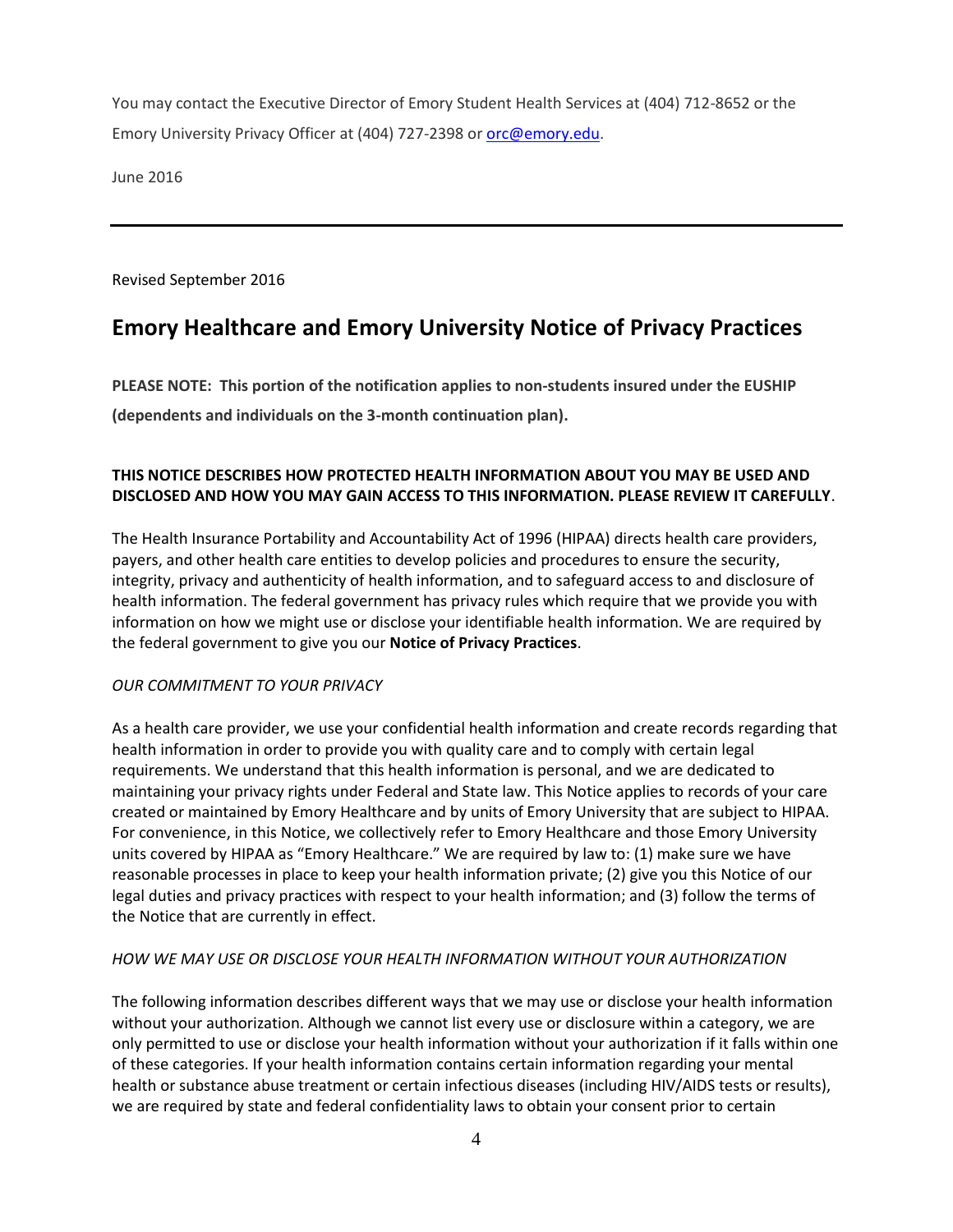You may contact the Executive Director of Emory Student Health Services at (404) 712-8652 or the Emory University Privacy Officer at (404) 727-2398 or orc@emory.edu.

June 2016

---

Revised September 2016

## Emory Healthcare and Emory University Notice of Privacy Practices

**PLEASE NOTE: This portion of the notification applies to non-students insured under the EUSHIP (dependents and individuals on the 3-month continuation plan).**

**THIS NOTICE DESCRIBES HOW PROTECTED HEALTH INFORMATION ABOUT YOU MAY BE USED AND DISCLOSED AND HOW YOU MAY GAIN ACCESS TO THIS INFORMATION. PLEASE REVIEW IT CAREFULLY**.

The Health Insurance Portability and Accountability Act of 1996 (HIPAA) directs health care providers, payers, and other health care entities to develop policies and procedures to ensure the security, integrity, privacy and authenticity of health information, and to safeguard access to and disclosure of health information. The federal government has privacy rules which require that we provide you with information on how we might use or disclose your identifiable health information. We are required by the federal government to give you our **Notice of Privacy Practices**.

*OUR COMMITMENT TO YOUR PRIVACY*

As a health care provider, we use your confidential health information and create records regarding that health information in order to provide you with quality care and to comply with certain legal requirements. We understand that this health information is personal, and we are dedicated to maintaining your privacy rights under Federal and State law. This Notice applies to records of your care created or maintained by Emory Healthcare and by units of Emory University that are subject to HIPAA. For convenience, in this Notice, we collectively refer to Emory Healthcare and those Emory University units covered by HIPAA as "Emory Healthcare." We are required by law to: (1) make sure we have reasonable processes in place to keep your health information private; (2) give you this Notice of our legal duties and privacy practices with respect to your health information; and (3) follow the terms of the Notice that are currently in effect.

*HOW WE MAY USE OR DISCLOSE YOUR HEALTH INFORMATION WITHOUT YOUR AUTHORIZATION*

The following information describes different ways that we may use or disclose your health information without your authorization. Although we cannot list every use or disclosure within a category, we are only permitted to use or disclose your health information without your authorization if it falls within one of these categories. If your health information contains certain information regarding your mental health or substance abuse treatment or certain infectious diseases (including HIV/AIDS tests or results), we are required by state and federal confidentiality laws to obtain your consent prior to certain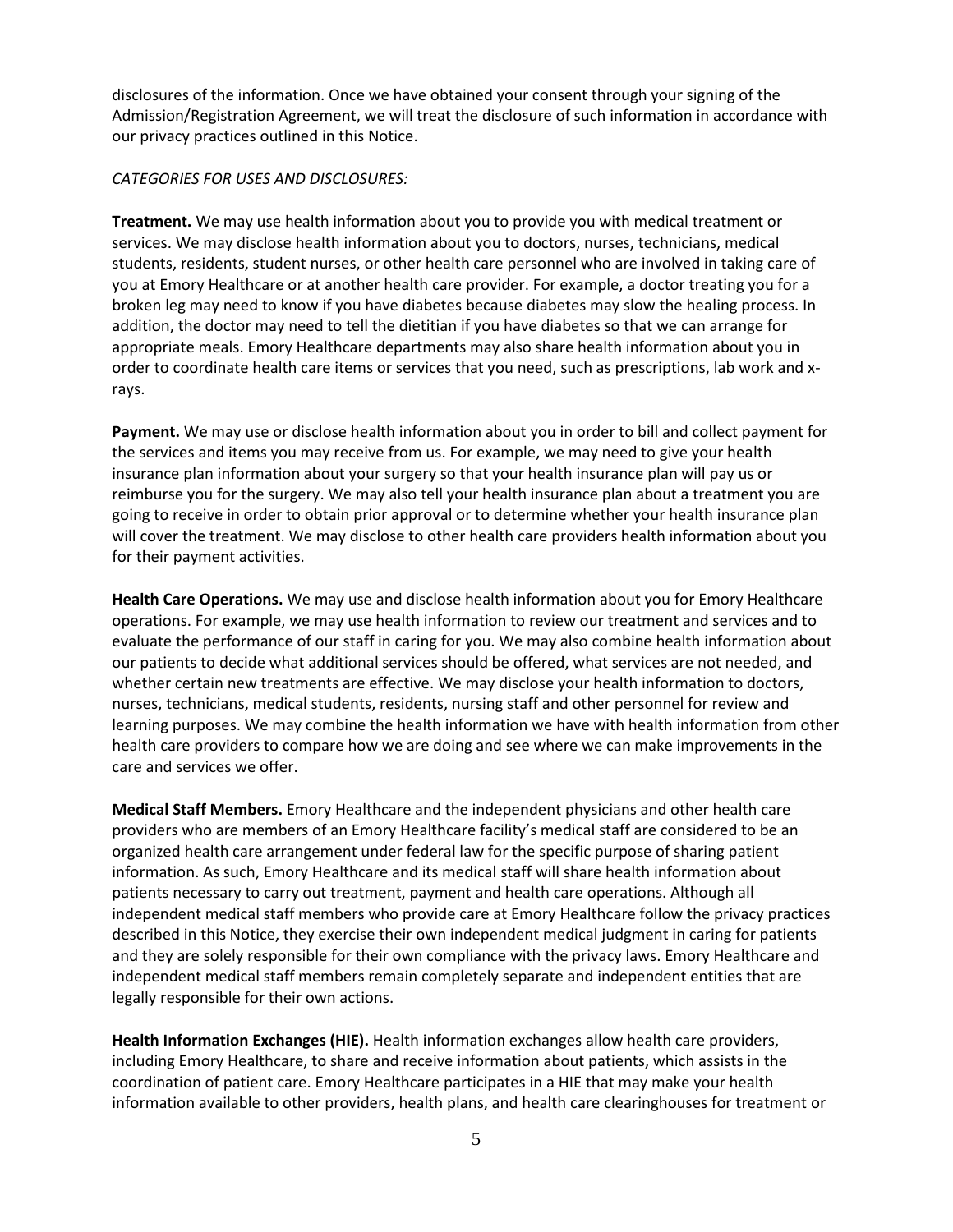disclosures of the information. Once we have obtained your consent through your signing of the Admission/Registration Agreement, we will treat the disclosure of such information in accordance with our privacy practices outlined in this Notice.

*CATEGORIES FOR USES AND DISCLOSURES:*

**Treatment.** We may use health information about you to provide you with medical treatment or services. We may disclose health information about you to doctors, nurses, technicians, medical students, residents, student nurses, or other health care personnel who are involved in taking care of you at Emory Healthcare or at another health care provider. For example, a doctor treating you for a broken leg may need to know if you have diabetes because diabetes may slow the healing process. In addition, the doctor may need to tell the dietitian if you have diabetes so that we can arrange for appropriate meals. Emory Healthcare departments may also share health information about you in order to coordinate health care items or services that you need, such as prescriptions, lab work and x-rays.

**Payment.** We may use or disclose health information about you in order to bill and collect payment for the services and items you may receive from us. For example, we may need to give your health insurance plan information about your surgery so that your health insurance plan will pay us or reimburse you for the surgery. We may also tell your health insurance plan about a treatment you are going to receive in order to obtain prior approval or to determine whether your health insurance plan will cover the treatment. We may disclose to other health care providers health information about you for their payment activities.

**Health Care Operations.** We may use and disclose health information about you for Emory Healthcare operations. For example, we may use health information to review our treatment and services and to evaluate the performance of our staff in caring for you. We may also combine health information about our patients to decide what additional services should be offered, what services are not needed, and whether certain new treatments are effective. We may disclose your health information to doctors, nurses, technicians, medical students, residents, nursing staff and other personnel for review and learning purposes. We may combine the health information we have with health information from other health care providers to compare how we are doing and see where we can make improvements in the care and services we offer.

**Medical Staff Members.** Emory Healthcare and the independent physicians and other health care providers who are members of an Emory Healthcare facility's medical staff are considered to be an organized health care arrangement under federal law for the specific purpose of sharing patient information. As such, Emory Healthcare and its medical staff will share health information about patients necessary to carry out treatment, payment and health care operations. Although all independent medical staff members who provide care at Emory Healthcare follow the privacy practices described in this Notice, they exercise their own independent medical judgment in caring for patients and they are solely responsible for their own compliance with the privacy laws. Emory Healthcare and independent medical staff members remain completely separate and independent entities that are legally responsible for their own actions.

**Health Information Exchanges (HIE).** Health information exchanges allow health care providers, including Emory Healthcare, to share and receive information about patients, which assists in the coordination of patient care. Emory Healthcare participates in a HIE that may make your health information available to other providers, health plans, and health care clearinghouses for treatment or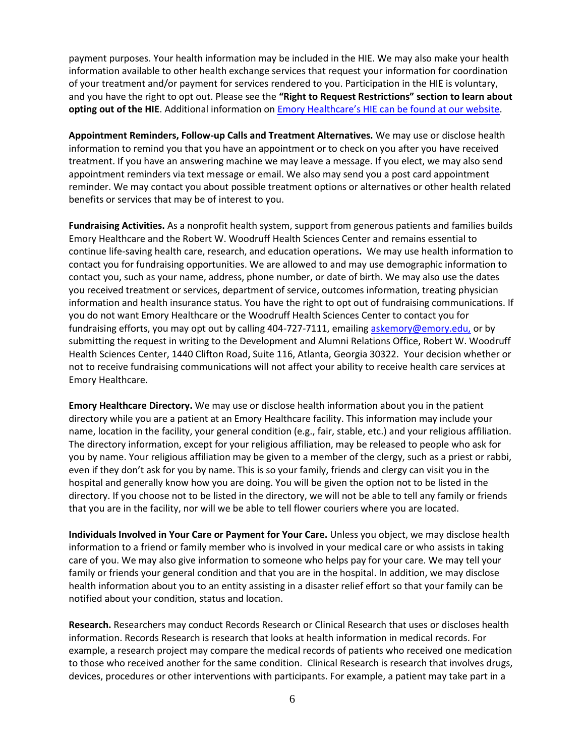payment purposes. Your health information may be included in the HIE. We may also make your health information available to other health exchange services that request your information for coordination of your treatment and/or payment for services rendered to you. Participation in the HIE is voluntary, and you have the right to opt out. Please see the **"Right to Request Restrictions" section to learn about opting out of the HIE**. Additional information on Emory Healthcare's HIE can be found at our website.

**Appointment Reminders, Follow-up Calls and Treatment Alternatives.** We may use or disclose health information to remind you that you have an appointment or to check on you after you have received treatment. If you have an answering machine we may leave a message. If you elect, we may also send appointment reminders via text message or email. We also may send you a post card appointment reminder. We may contact you about possible treatment options or alternatives or other health related benefits or services that may be of interest to you.

**Fundraising Activities.** As a nonprofit health system, support from generous patients and families builds Emory Healthcare and the Robert W. Woodruff Health Sciences Center and remains essential to continue life-saving health care, research, and education operations**.** We may use health information to contact you for fundraising opportunities. We are allowed to and may use demographic information to contact you, such as your name, address, phone number, or date of birth. We may also use the dates you received treatment or services, department of service, outcomes information, treating physician information and health insurance status. You have the right to opt out of fundraising communications. If you do not want Emory Healthcare or the Woodruff Health Sciences Center to contact you for fundraising efforts, you may opt out by calling 404-727-7111, emailing askemory@emory.edu, or by submitting the request in writing to the Development and Alumni Relations Office, Robert W. Woodruff Health Sciences Center, 1440 Clifton Road, Suite 116, Atlanta, Georgia 30322. Your decision whether or not to receive fundraising communications will not affect your ability to receive health care services at Emory Healthcare.

**Emory Healthcare Directory.** We may use or disclose health information about you in the patient directory while you are a patient at an Emory Healthcare facility. This information may include your name, location in the facility, your general condition (e.g., fair, stable, etc.) and your religious affiliation. The directory information, except for your religious affiliation, may be released to people who ask for you by name. Your religious affiliation may be given to a member of the clergy, such as a priest or rabbi, even if they don't ask for you by name. This is so your family, friends and clergy can visit you in the hospital and generally know how you are doing. You will be given the option not to be listed in the directory. If you choose not to be listed in the directory, we will not be able to tell any family or friends that you are in the facility, nor will we be able to tell flower couriers where you are located.

**Individuals Involved in Your Care or Payment for Your Care.** Unless you object, we may disclose health information to a friend or family member who is involved in your medical care or who assists in taking care of you. We may also give information to someone who helps pay for your care. We may tell your family or friends your general condition and that you are in the hospital. In addition, we may disclose health information about you to an entity assisting in a disaster relief effort so that your family can be notified about your condition, status and location.

**Research.** Researchers may conduct Records Research or Clinical Research that uses or discloses health information. Records Research is research that looks at health information in medical records. For example, a research project may compare the medical records of patients who received one medication to those who received another for the same condition. Clinical Research is research that involves drugs, devices, procedures or other interventions with participants. For example, a patient may take part in a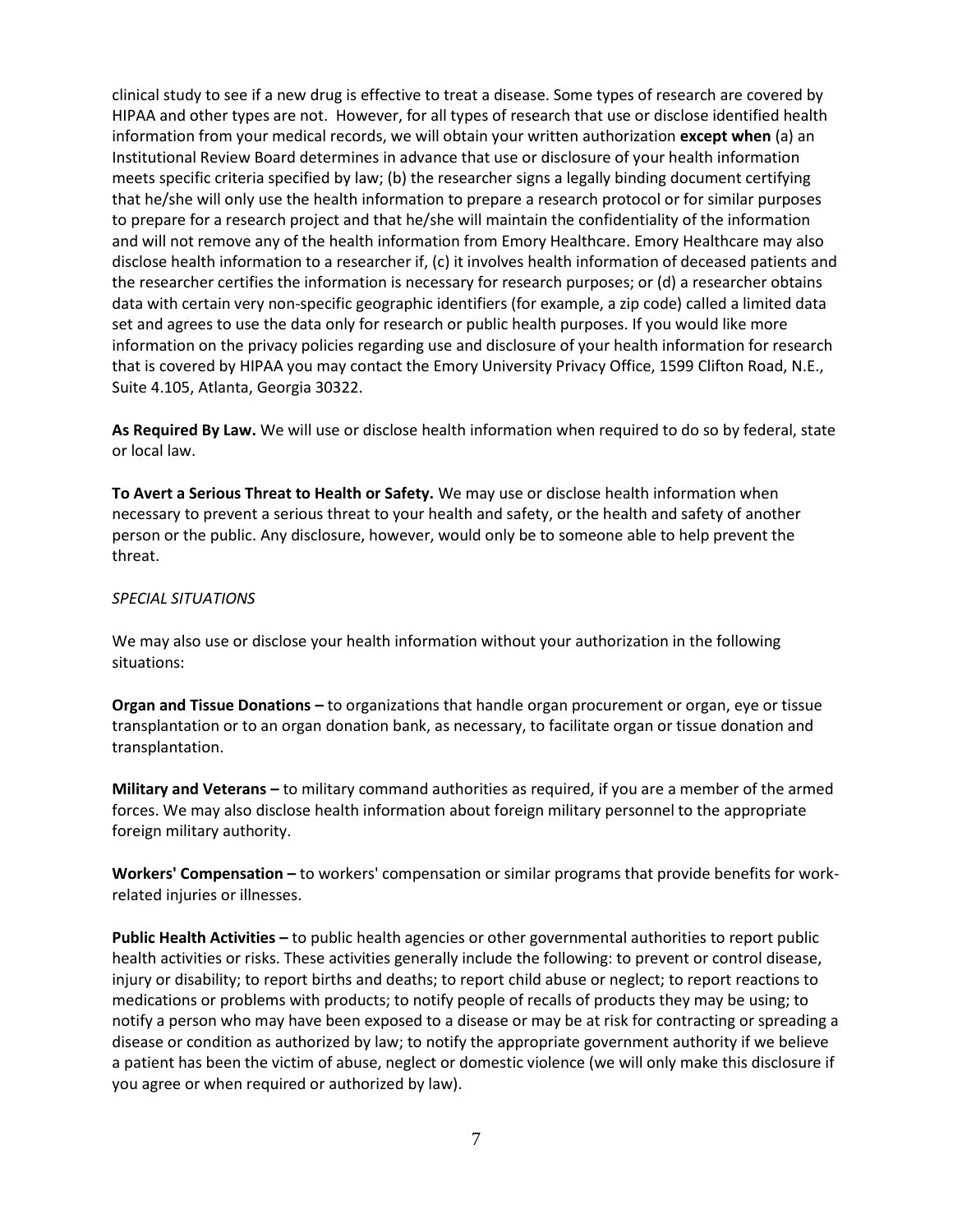clinical study to see if a new drug is effective to treat a disease. Some types of research are covered by HIPAA and other types are not. However, for all types of research that use or disclose identified health information from your medical records, we will obtain your written authorization **except when** (a) an Institutional Review Board determines in advance that use or disclosure of your health information meets specific criteria specified by law; (b) the researcher signs a legally binding document certifying that he/she will only use the health information to prepare a research protocol or for similar purposes to prepare for a research project and that he/she will maintain the confidentiality of the information and will not remove any of the health information from Emory Healthcare. Emory Healthcare may also disclose health information to a researcher if, (c) it involves health information of deceased patients and the researcher certifies the information is necessary for research purposes; or (d) a researcher obtains data with certain very non-specific geographic identifiers (for example, a zip code) called a limited data set and agrees to use the data only for research or public health purposes. If you would like more information on the privacy policies regarding use and disclosure of your health information for research that is covered by HIPAA you may contact the Emory University Privacy Office, 1599 Clifton Road, N.E., Suite 4.105, Atlanta, Georgia 30322.

**As Required By Law.** We will use or disclose health information when required to do so by federal, state or local law.

**To Avert a Serious Threat to Health or Safety.** We may use or disclose health information when necessary to prevent a serious threat to your health and safety, or the health and safety of another person or the public. Any disclosure, however, would only be to someone able to help prevent the threat.

*SPECIAL SITUATIONS*

We may also use or disclose your health information without your authorization in the following situations:

**Organ and Tissue Donations –** to organizations that handle organ procurement or organ, eye or tissue transplantation or to an organ donation bank, as necessary, to facilitate organ or tissue donation and transplantation.

**Military and Veterans –** to military command authorities as required, if you are a member of the armed forces. We may also disclose health information about foreign military personnel to the appropriate foreign military authority.

**Workers' Compensation –** to workers' compensation or similar programs that provide benefits for work-related injuries or illnesses.

**Public Health Activities –** to public health agencies or other governmental authorities to report public health activities or risks. These activities generally include the following: to prevent or control disease, injury or disability; to report births and deaths; to report child abuse or neglect; to report reactions to medications or problems with products; to notify people of recalls of products they may be using; to notify a person who may have been exposed to a disease or may be at risk for contracting or spreading a disease or condition as authorized by law; to notify the appropriate government authority if we believe a patient has been the victim of abuse, neglect or domestic violence (we will only make this disclosure if you agree or when required or authorized by law).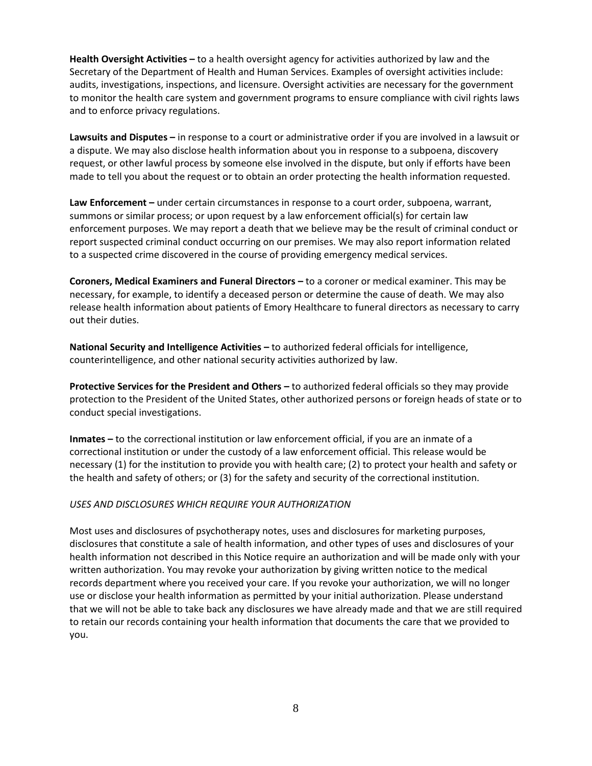**Health Oversight Activities –** to a health oversight agency for activities authorized by law and the Secretary of the Department of Health and Human Services. Examples of oversight activities include: audits, investigations, inspections, and licensure. Oversight activities are necessary for the government to monitor the health care system and government programs to ensure compliance with civil rights laws and to enforce privacy regulations.

**Lawsuits and Disputes –** in response to a court or administrative order if you are involved in a lawsuit or a dispute. We may also disclose health information about you in response to a subpoena, discovery request, or other lawful process by someone else involved in the dispute, but only if efforts have been made to tell you about the request or to obtain an order protecting the health information requested.

**Law Enforcement –** under certain circumstances in response to a court order, subpoena, warrant, summons or similar process; or upon request by a law enforcement official(s) for certain law enforcement purposes. We may report a death that we believe may be the result of criminal conduct or report suspected criminal conduct occurring on our premises. We may also report information related to a suspected crime discovered in the course of providing emergency medical services.

**Coroners, Medical Examiners and Funeral Directors –** to a coroner or medical examiner. This may be necessary, for example, to identify a deceased person or determine the cause of death. We may also release health information about patients of Emory Healthcare to funeral directors as necessary to carry out their duties.

**National Security and Intelligence Activities –** to authorized federal officials for intelligence, counterintelligence, and other national security activities authorized by law.

**Protective Services for the President and Others –** to authorized federal officials so they may provide protection to the President of the United States, other authorized persons or foreign heads of state or to conduct special investigations.

**Inmates –** to the correctional institution or law enforcement official, if you are an inmate of a correctional institution or under the custody of a law enforcement official. This release would be necessary (1) for the institution to provide you with health care; (2) to protect your health and safety or the health and safety of others; or (3) for the safety and security of the correctional institution.

*USES AND DISCLOSURES WHICH REQUIRE YOUR AUTHORIZATION*

Most uses and disclosures of psychotherapy notes, uses and disclosures for marketing purposes, disclosures that constitute a sale of health information, and other types of uses and disclosures of your health information not described in this Notice require an authorization and will be made only with your written authorization. You may revoke your authorization by giving written notice to the medical records department where you received your care. If you revoke your authorization, we will no longer use or disclose your health information as permitted by your initial authorization. Please understand that we will not be able to take back any disclosures we have already made and that we are still required to retain our records containing your health information that documents the care that we provided to you.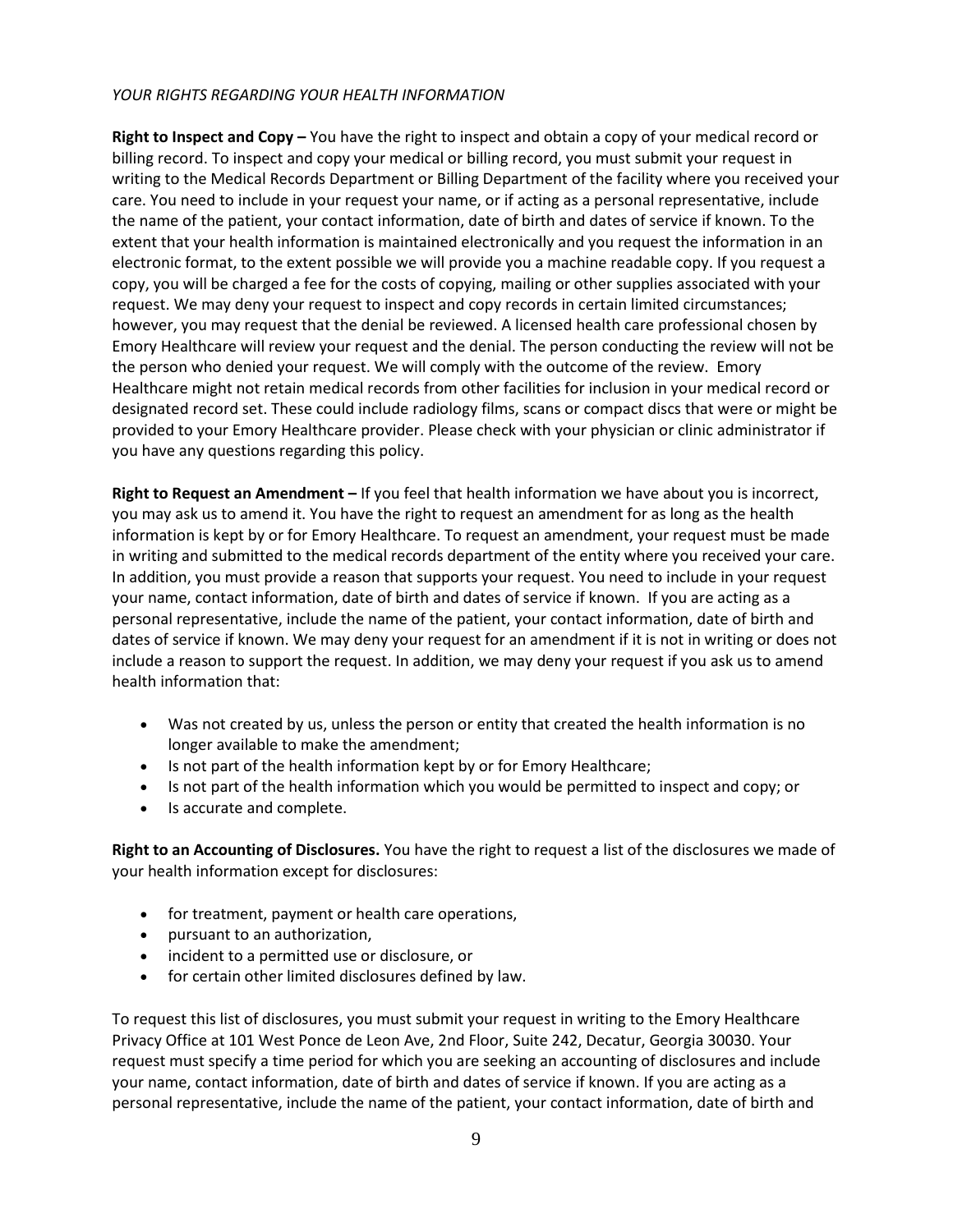*YOUR RIGHTS REGARDING YOUR HEALTH INFORMATION*

**Right to Inspect and Copy –** You have the right to inspect and obtain a copy of your medical record or billing record. To inspect and copy your medical or billing record, you must submit your request in writing to the Medical Records Department or Billing Department of the facility where you received your care. You need to include in your request your name, or if acting as a personal representative, include the name of the patient, your contact information, date of birth and dates of service if known. To the extent that your health information is maintained electronically and you request the information in an electronic format, to the extent possible we will provide you a machine readable copy. If you request a copy, you will be charged a fee for the costs of copying, mailing or other supplies associated with your request. We may deny your request to inspect and copy records in certain limited circumstances; however, you may request that the denial be reviewed. A licensed health care professional chosen by Emory Healthcare will review your request and the denial. The person conducting the review will not be the person who denied your request. We will comply with the outcome of the review. Emory Healthcare might not retain medical records from other facilities for inclusion in your medical record or designated record set. These could include radiology films, scans or compact discs that were or might be provided to your Emory Healthcare provider. Please check with your physician or clinic administrator if you have any questions regarding this policy.

**Right to Request an Amendment –** If you feel that health information we have about you is incorrect, you may ask us to amend it. You have the right to request an amendment for as long as the health information is kept by or for Emory Healthcare. To request an amendment, your request must be made in writing and submitted to the medical records department of the entity where you received your care. In addition, you must provide a reason that supports your request. You need to include in your request your name, contact information, date of birth and dates of service if known. If you are acting as a personal representative, include the name of the patient, your contact information, date of birth and dates of service if known. We may deny your request for an amendment if it is not in writing or does not include a reason to support the request. In addition, we may deny your request if you ask us to amend health information that:

- Was not created by us, unless the person or entity that created the health information is no longer available to make the amendment;
- Is not part of the health information kept by or for Emory Healthcare;
- Is not part of the health information which you would be permitted to inspect and copy; or
- Is accurate and complete.

**Right to an Accounting of Disclosures.** You have the right to request a list of the disclosures we made of your health information except for disclosures:

- for treatment, payment or health care operations,
- pursuant to an authorization,
- incident to a permitted use or disclosure, or
- for certain other limited disclosures defined by law.

To request this list of disclosures, you must submit your request in writing to the Emory Healthcare Privacy Office at 101 West Ponce de Leon Ave, 2nd Floor, Suite 242, Decatur, Georgia 30030. Your request must specify a time period for which you are seeking an accounting of disclosures and include your name, contact information, date of birth and dates of service if known. If you are acting as a personal representative, include the name of the patient, your contact information, date of birth and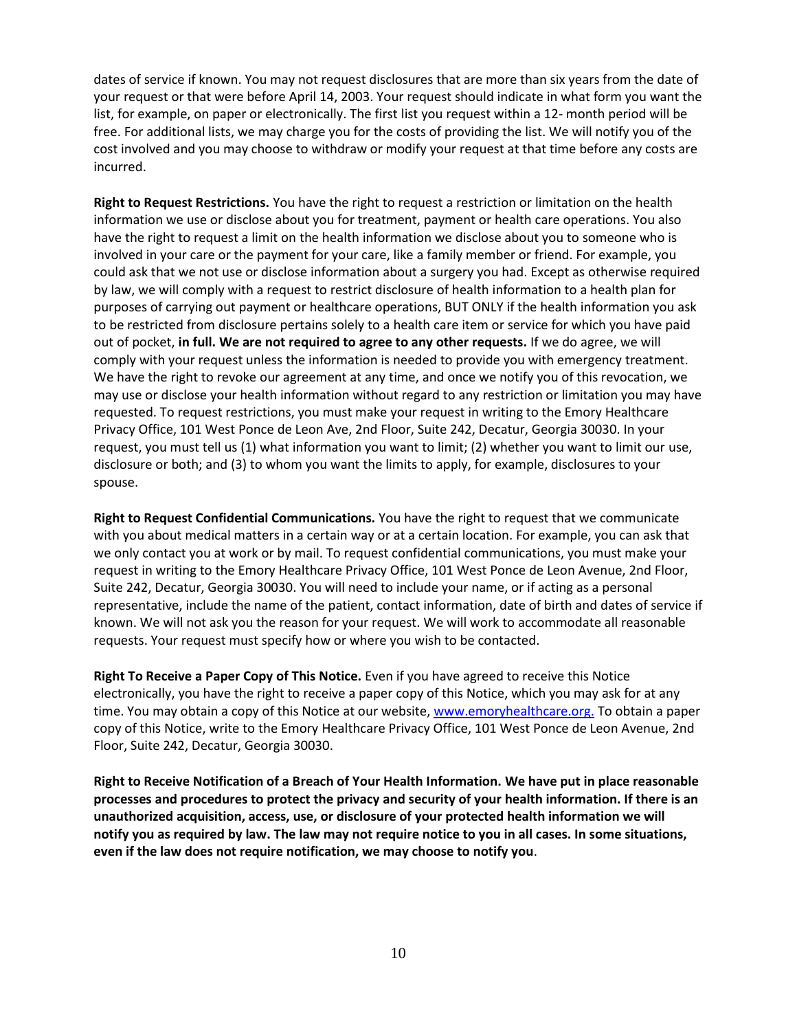dates of service if known. You may not request disclosures that are more than six years from the date of your request or that were before April 14, 2003. Your request should indicate in what form you want the list, for example, on paper or electronically. The first list you request within a 12- month period will be free. For additional lists, we may charge you for the costs of providing the list. We will notify you of the cost involved and you may choose to withdraw or modify your request at that time before any costs are incurred.

**Right to Request Restrictions.** You have the right to request a restriction or limitation on the health information we use or disclose about you for treatment, payment or health care operations. You also have the right to request a limit on the health information we disclose about you to someone who is involved in your care or the payment for your care, like a family member or friend. For example, you could ask that we not use or disclose information about a surgery you had. Except as otherwise required by law, we will comply with a request to restrict disclosure of health information to a health plan for purposes of carrying out payment or healthcare operations, BUT ONLY if the health information you ask to be restricted from disclosure pertains solely to a health care item or service for which you have paid out of pocket, **in full. We are not required to agree to any other requests.** If we do agree, we will comply with your request unless the information is needed to provide you with emergency treatment. We have the right to revoke our agreement at any time, and once we notify you of this revocation, we may use or disclose your health information without regard to any restriction or limitation you may have requested. To request restrictions, you must make your request in writing to the Emory Healthcare Privacy Office, 101 West Ponce de Leon Ave, 2nd Floor, Suite 242, Decatur, Georgia 30030. In your request, you must tell us (1) what information you want to limit; (2) whether you want to limit our use, disclosure or both; and (3) to whom you want the limits to apply, for example, disclosures to your spouse.

**Right to Request Confidential Communications.** You have the right to request that we communicate with you about medical matters in a certain way or at a certain location. For example, you can ask that we only contact you at work or by mail. To request confidential communications, you must make your request in writing to the Emory Healthcare Privacy Office, 101 West Ponce de Leon Avenue, 2nd Floor, Suite 242, Decatur, Georgia 30030. You will need to include your name, or if acting as a personal representative, include the name of the patient, contact information, date of birth and dates of service if known. We will not ask you the reason for your request. We will work to accommodate all reasonable requests. Your request must specify how or where you wish to be contacted.

**Right To Receive a Paper Copy of This Notice.** Even if you have agreed to receive this Notice electronically, you have the right to receive a paper copy of this Notice, which you may ask for at any time. You may obtain a copy of this Notice at our website, [www.emoryhealthcare.org.](http://www.emoryhealthcare.org) To obtain a paper copy of this Notice, write to the Emory Healthcare Privacy Office, 101 West Ponce de Leon Avenue, 2nd Floor, Suite 242, Decatur, Georgia 30030.

**Right to Receive Notification of a Breach of Your Health Information. We have put in place reasonable processes and procedures to protect the privacy and security of your health information. If there is an unauthorized acquisition, access, use, or disclosure of your protected health information we will notify you as required by law. The law may not require notice to you in all cases. In some situations, even if the law does not require notification, we may choose to notify you**.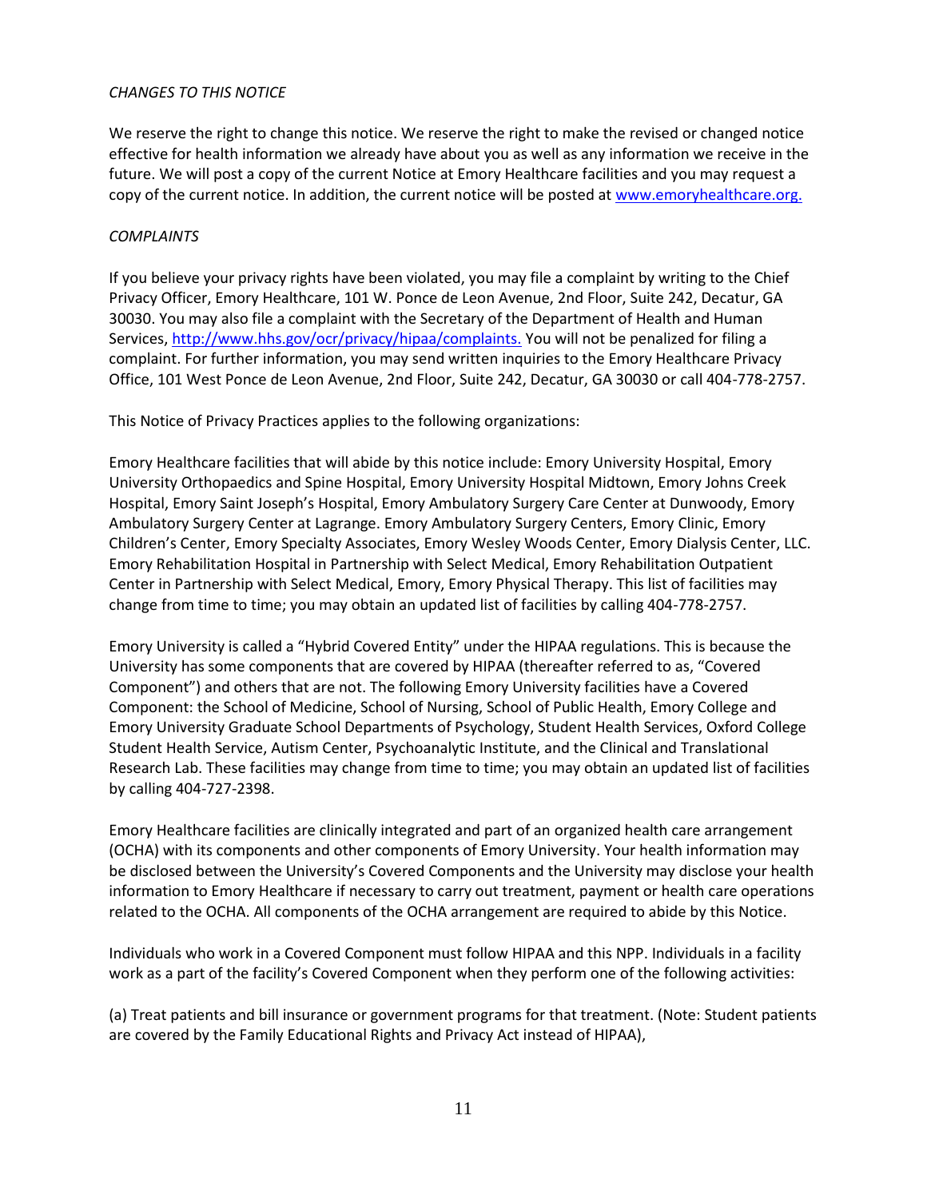*CHANGES TO THIS NOTICE*

We reserve the right to change this notice. We reserve the right to make the revised or changed notice effective for health information we already have about you as well as any information we receive in the future. We will post a copy of the current Notice at Emory Healthcare facilities and you may request a copy of the current notice. In addition, the current notice will be posted at [www.emoryhealthcare.org.](http://www.emoryhealthcare.org)

*COMPLAINTS*

If you believe your privacy rights have been violated, you may file a complaint by writing to the Chief Privacy Officer, Emory Healthcare, 101 W. Ponce de Leon Avenue, 2nd Floor, Suite 242, Decatur, GA 30030. You may also file a complaint with the Secretary of the Department of Health and Human Services, [http://www.hhs.gov/ocr/privacy/hipaa/complaints.](http://www.hhs.gov/ocr/privacy/hipaa/complaints) You will not be penalized for filing a complaint. For further information, you may send written inquiries to the Emory Healthcare Privacy Office, 101 West Ponce de Leon Avenue, 2nd Floor, Suite 242, Decatur, GA 30030 or call 404-778-2757.

This Notice of Privacy Practices applies to the following organizations:

Emory Healthcare facilities that will abide by this notice include: Emory University Hospital, Emory University Orthopaedics and Spine Hospital, Emory University Hospital Midtown, Emory Johns Creek Hospital, Emory Saint Joseph's Hospital, Emory Ambulatory Surgery Care Center at Dunwoody, Emory Ambulatory Surgery Center at Lagrange. Emory Ambulatory Surgery Centers, Emory Clinic, Emory Children's Center, Emory Specialty Associates, Emory Wesley Woods Center, Emory Dialysis Center, LLC. Emory Rehabilitation Hospital in Partnership with Select Medical, Emory Rehabilitation Outpatient Center in Partnership with Select Medical, Emory, Emory Physical Therapy. This list of facilities may change from time to time; you may obtain an updated list of facilities by calling 404-778-2757.

Emory University is called a "Hybrid Covered Entity" under the HIPAA regulations. This is because the University has some components that are covered by HIPAA (thereafter referred to as, "Covered Component") and others that are not. The following Emory University facilities have a Covered Component: the School of Medicine, School of Nursing, School of Public Health, Emory College and Emory University Graduate School Departments of Psychology, Student Health Services, Oxford College Student Health Service, Autism Center, Psychoanalytic Institute, and the Clinical and Translational Research Lab. These facilities may change from time to time; you may obtain an updated list of facilities by calling 404-727-2398.

Emory Healthcare facilities are clinically integrated and part of an organized health care arrangement (OCHA) with its components and other components of Emory University. Your health information may be disclosed between the University's Covered Components and the University may disclose your health information to Emory Healthcare if necessary to carry out treatment, payment or health care operations related to the OCHA. All components of the OCHA arrangement are required to abide by this Notice.

Individuals who work in a Covered Component must follow HIPAA and this NPP. Individuals in a facility work as a part of the facility's Covered Component when they perform one of the following activities:

(a) Treat patients and bill insurance or government programs for that treatment. (Note: Student patients are covered by the Family Educational Rights and Privacy Act instead of HIPAA),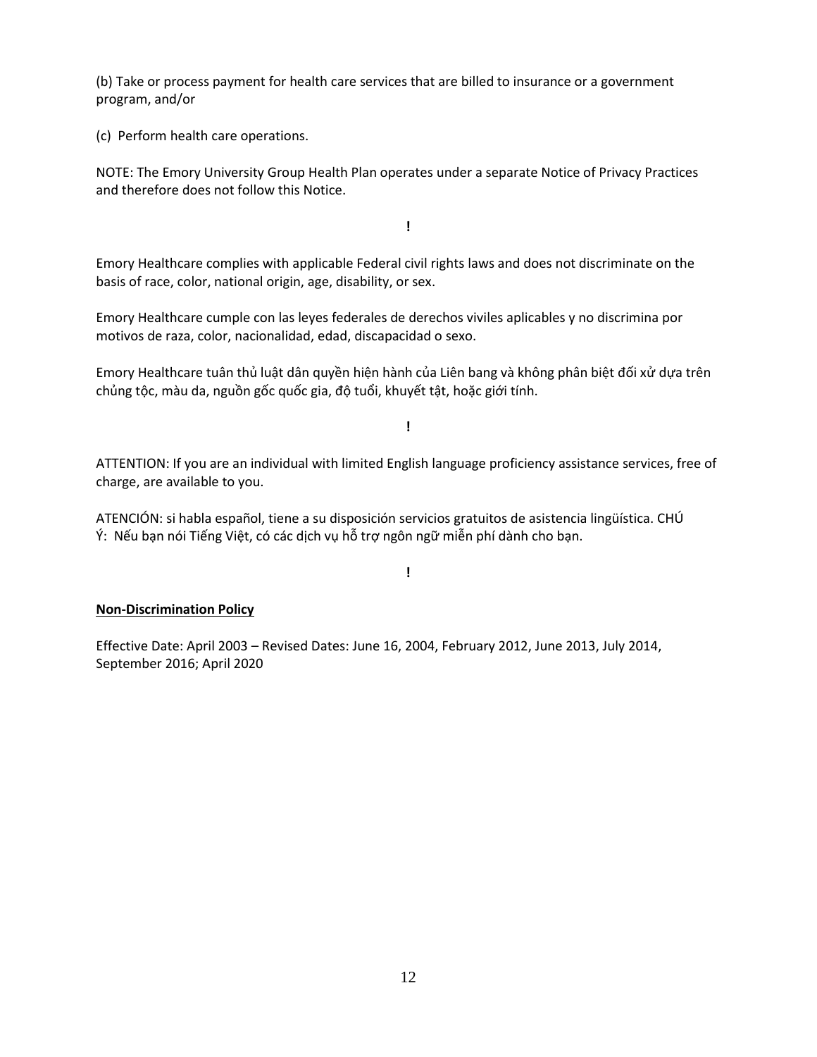(b) Take or process payment for health care services that are billed to insurance or a government program, and/or

(c) Perform health care operations.

NOTE: The Emory University Group Health Plan operates under a separate Notice of Privacy Practices and therefore does not follow this Notice.

!

Emory Healthcare complies with applicable Federal civil rights laws and does not discriminate on the basis of race, color, national origin, age, disability, or sex.

Emory Healthcare cumple con las leyes federales de derechos viviles aplicables y no discrimina por motivos de raza, color, nacionalidad, edad, discapacidad o sexo.

Emory Healthcare tuân thủ luật dân quyền hiện hành của Liên bang và không phân biệt đối xử dựa trên chủng tộc, màu da, nguồn gốc quốc gia, độ tuổi, khuyết tật, hoặc giới tính.

!

ATTENTION: If you are an individual with limited English language proficiency assistance services, free of charge, are available to you.

ATENCIÓN: si habla español, tiene a su disposición servicios gratuitos de asistencia lingüística. CHÚ Ý: Nếu bạn nói Tiếng Việt, có các dịch vụ hỗ trợ ngôn ngữ miễn phí dành cho bạn.

!

**Non-Discrimination Policy**

Effective Date: April 2003 – Revised Dates: June 16, 2004, February 2012, June 2013, July 2014, September 2016; April 2020